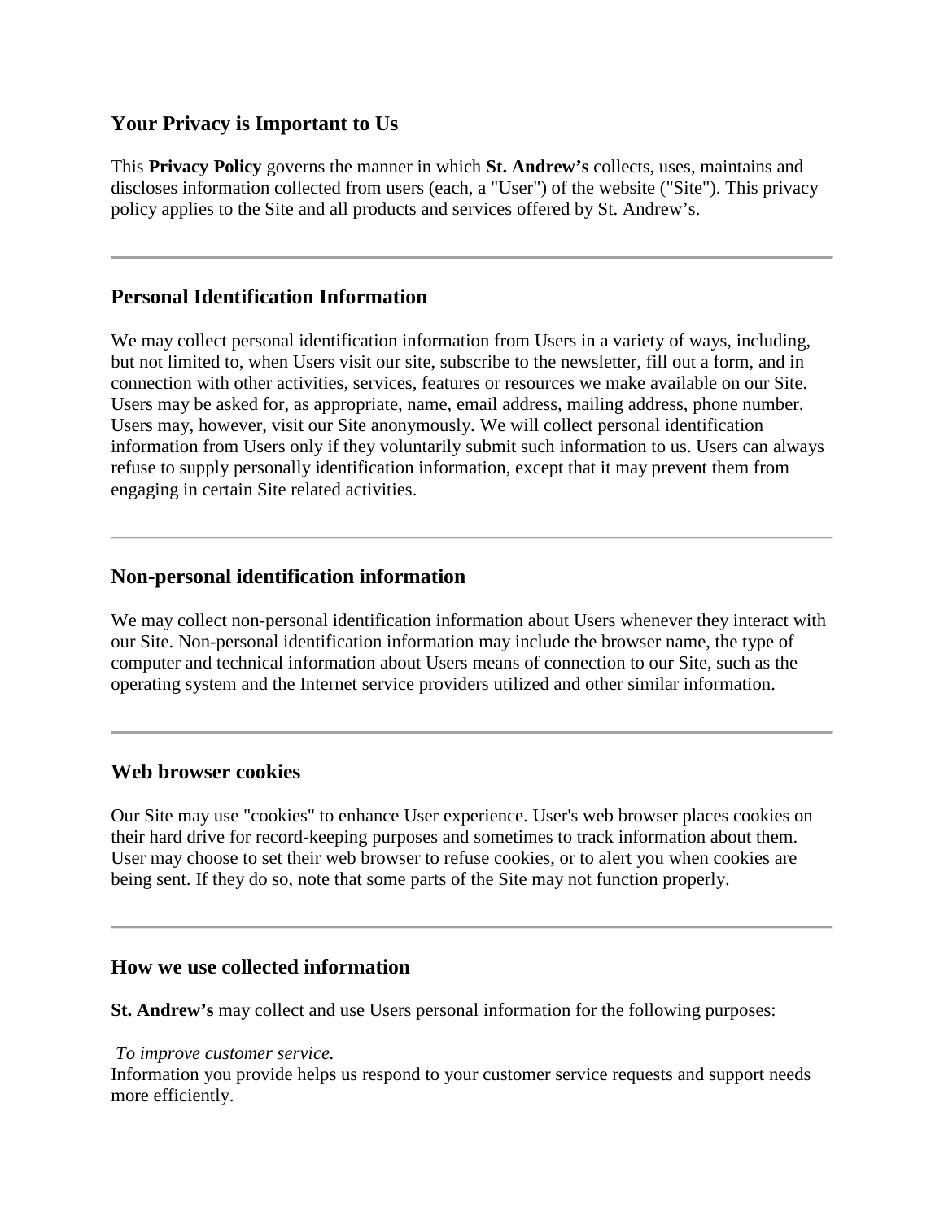## Your Privacy is Important to Us

This **Privacy Policy** governs the manner in which **St. Andrew's** collects, uses, maintains and discloses information collected from users (each, a "User") of the website ("Site"). This privacy policy applies to the Site and all products and services offered by St. Andrew's.

---

## Personal Identification Information

We may collect personal identification information from Users in a variety of ways, including, but not limited to, when Users visit our site, subscribe to the newsletter, fill out a form, and in connection with other activities, services, features or resources we make available on our Site. Users may be asked for, as appropriate, name, email address, mailing address, phone number. Users may, however, visit our Site anonymously. We will collect personal identification information from Users only if they voluntarily submit such information to us. Users can always refuse to supply personally identification information, except that it may prevent them from engaging in certain Site related activities.

---

## Non-personal identification information

We may collect non-personal identification information about Users whenever they interact with our Site. Non-personal identification information may include the browser name, the type of computer and technical information about Users means of connection to our Site, such as the operating system and the Internet service providers utilized and other similar information.

---

## Web browser cookies

Our Site may use "cookies" to enhance User experience. User's web browser places cookies on their hard drive for record-keeping purposes and sometimes to track information about them. User may choose to set their web browser to refuse cookies, or to alert you when cookies are being sent. If they do so, note that some parts of the Site may not function properly.

---

## How we use collected information

**St. Andrew's** may collect and use Users personal information for the following purposes:

*To improve customer service.*
Information you provide helps us respond to your customer service requests and support needs more efficiently.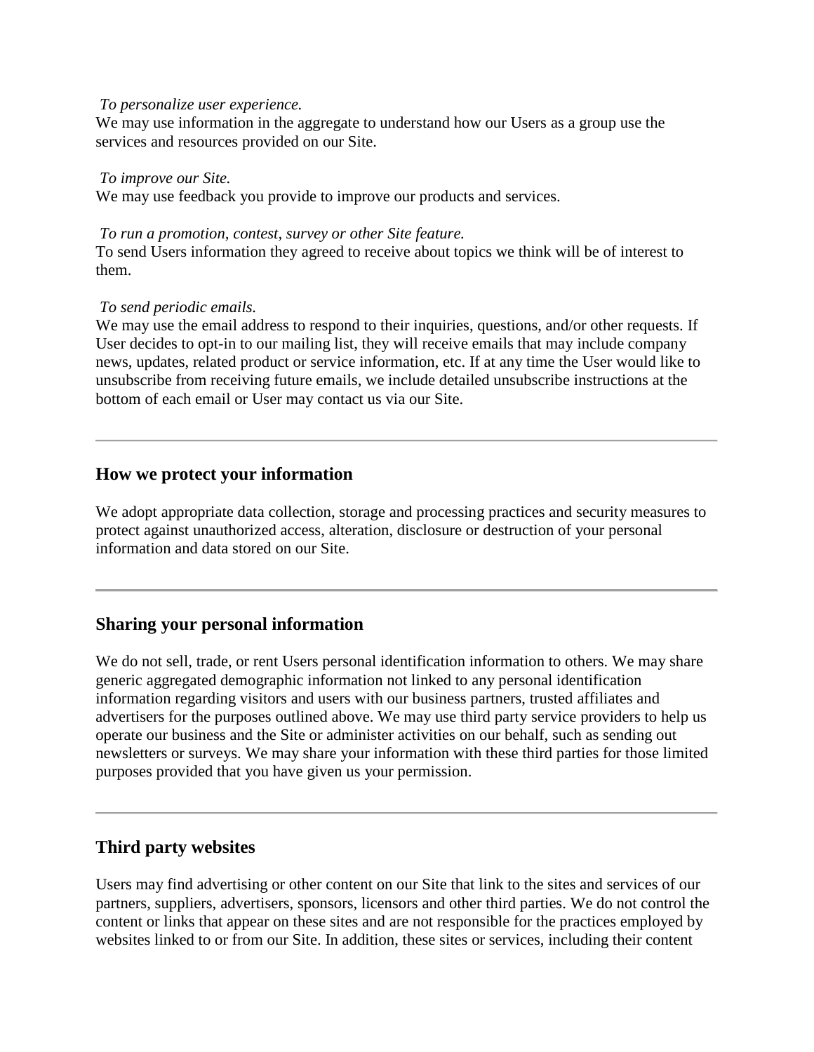*To personalize user experience.*
We may use information in the aggregate to understand how our Users as a group use the services and resources provided on our Site.

*To improve our Site.*
We may use feedback you provide to improve our products and services.

*To run a promotion, contest, survey or other Site feature.*
To send Users information they agreed to receive about topics we think will be of interest to them.

*To send periodic emails.*
We may use the email address to respond to their inquiries, questions, and/or other requests. If User decides to opt-in to our mailing list, they will receive emails that may include company news, updates, related product or service information, etc. If at any time the User would like to unsubscribe from receiving future emails, we include detailed unsubscribe instructions at the bottom of each email or User may contact us via our Site.

---

## How we protect your information

We adopt appropriate data collection, storage and processing practices and security measures to protect against unauthorized access, alteration, disclosure or destruction of your personal information and data stored on our Site.

---

## Sharing your personal information

We do not sell, trade, or rent Users personal identification information to others. We may share generic aggregated demographic information not linked to any personal identification information regarding visitors and users with our business partners, trusted affiliates and advertisers for the purposes outlined above. We may use third party service providers to help us operate our business and the Site or administer activities on our behalf, such as sending out newsletters or surveys. We may share your information with these third parties for those limited purposes provided that you have given us your permission.

---

## Third party websites

Users may find advertising or other content on our Site that link to the sites and services of our partners, suppliers, advertisers, sponsors, licensors and other third parties. We do not control the content or links that appear on these sites and are not responsible for the practices employed by websites linked to or from our Site. In addition, these sites or services, including their content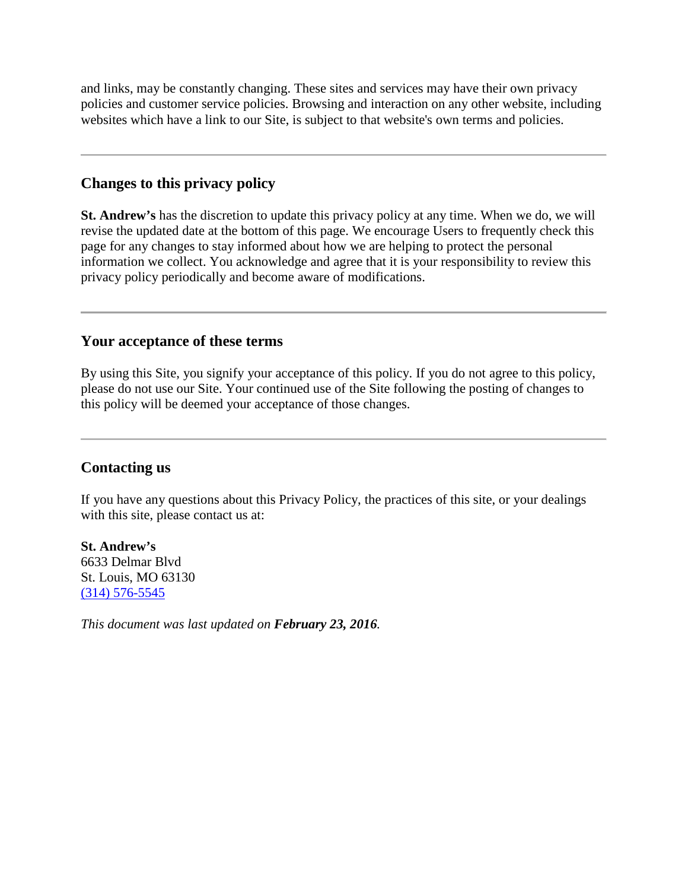and links, may be constantly changing. These sites and services may have their own privacy policies and customer service policies. Browsing and interaction on any other website, including websites which have a link to our Site, is subject to that website's own terms and policies.

---

### Changes to this privacy policy

**St. Andrew's** has the discretion to update this privacy policy at any time. When we do, we will revise the updated date at the bottom of this page. We encourage Users to frequently check this page for any changes to stay informed about how we are helping to protect the personal information we collect. You acknowledge and agree that it is your responsibility to review this privacy policy periodically and become aware of modifications.

---

### Your acceptance of these terms

By using this Site, you signify your acceptance of this policy. If you do not agree to this policy, please do not use our Site. Your continued use of the Site following the posting of changes to this policy will be deemed your acceptance of those changes.

---

### Contacting us

If you have any questions about this Privacy Policy, the practices of this site, or your dealings with this site, please contact us at:

**St. Andrew's**
6633 Delmar Blvd
St. Louis, MO 63130
(314) 576-5545

*This document was last updated on **February 23, 2016**.*